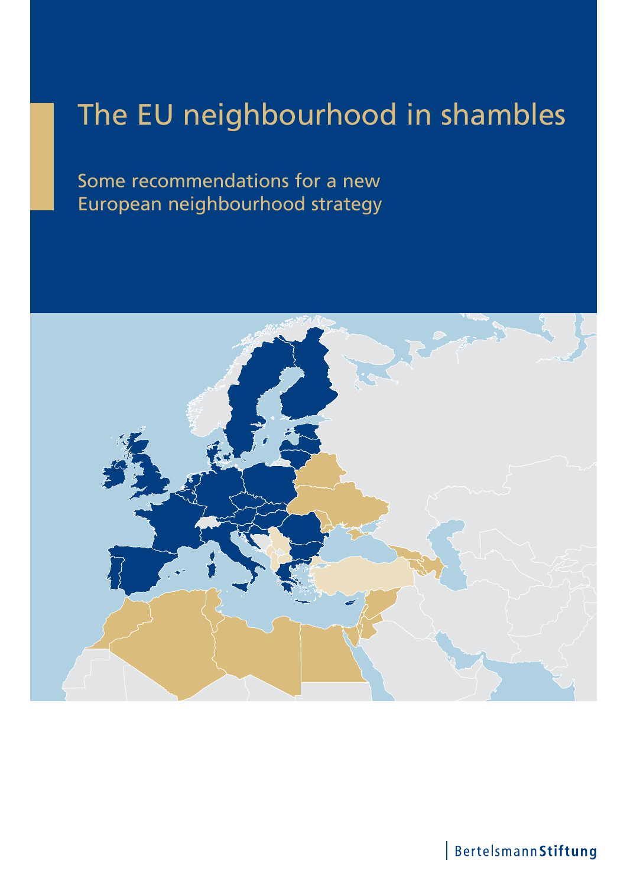# The EU neighbourhood in shambles

Some recommendations for a new European neighbourhood strategy

Bertelsmann**Stiftung**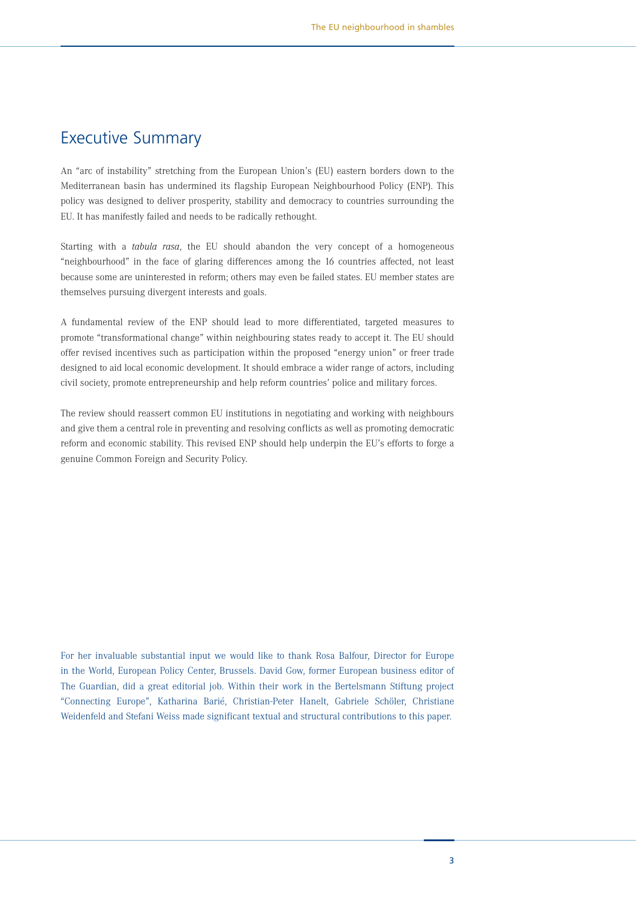# Executive Summary

An "arc of instability" stretching from the European Union's (EU) eastern borders down to the Mediterranean basin has undermined its flagship European Neighbourhood Policy (ENP). This policy was designed to deliver prosperity, stability and democracy to countries surrounding the EU. It has manifestly failed and needs to be radically rethought.

Starting with a *tabula rasa*, the EU should abandon the very concept of a homogeneous "neighbourhood" in the face of glaring differences among the 16 countries affected, not least because some are uninterested in reform; others may even be failed states. EU member states are themselves pursuing divergent interests and goals.

A fundamental review of the ENP should lead to more differentiated, targeted measures to promote "transformational change" within neighbouring states ready to accept it. The EU should offer revised incentives such as participation within the proposed "energy union" or freer trade designed to aid local economic development. It should embrace a wider range of actors, including civil society, promote entrepreneurship and help reform countries' police and military forces.

The review should reassert common EU institutions in negotiating and working with neighbours and give them a central role in preventing and resolving conflicts as well as promoting democratic reform and economic stability. This revised ENP should help underpin the EU's efforts to forge a genuine Common Foreign and Security Policy.

For her invaluable substantial input we would like to thank Rosa Balfour, Director for Europe in the World, European Policy Center, Brussels. David Gow, former European business editor of The Guardian, did a great editorial job. Within their work in the Bertelsmann Stiftung project "Connecting Europe", Katharina Barié, Christian-Peter Hanelt, Gabriele Schöler, Christiane Weidenfeld and Stefani Weiss made significant textual and structural contributions to this paper.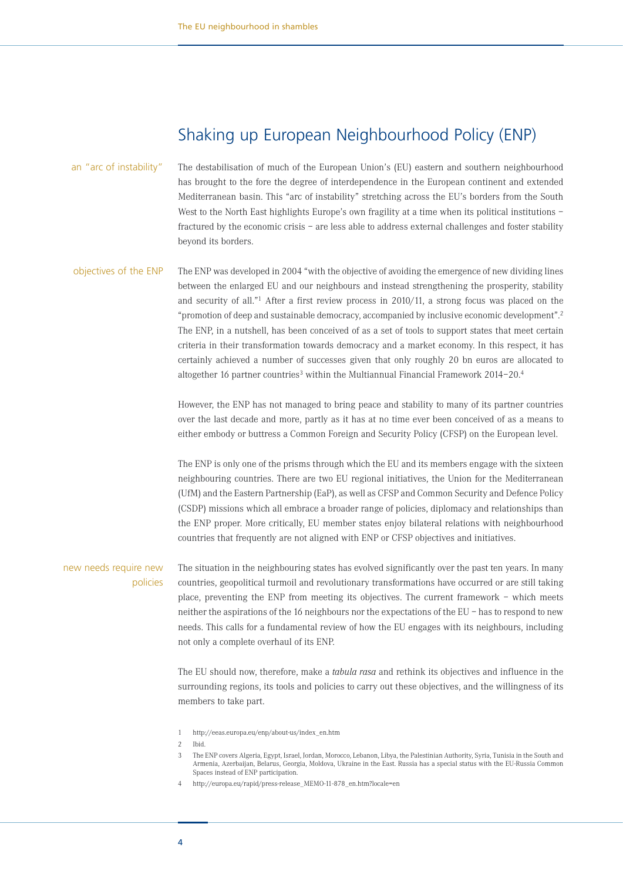## Shaking up European Neighbourhood Policy (ENP)

an "arc of instability"

The destabilisation of much of the European Union's (EU) eastern and southern neighbourhood has brought to the fore the degree of interdependence in the European continent and extended Mediterranean basin. This "arc of instability" stretching across the EU's borders from the South West to the North East highlights Europe's own fragility at a time when its political institutions – fractured by the economic crisis – are less able to address external challenges and foster stability beyond its borders.

objectives of the ENP

The ENP was developed in 2004 "with the objective of avoiding the emergence of new dividing lines between the enlarged EU and our neighbours and instead strengthening the prosperity, stability and security of all."[1] After a first review process in 2010/11, a strong focus was placed on the "promotion of deep and sustainable democracy, accompanied by inclusive economic development".[2] The ENP, in a nutshell, has been conceived of as a set of tools to support states that meet certain criteria in their transformation towards democracy and a market economy. In this respect, it has certainly achieved a number of successes given that only roughly 20 bn euros are allocated to altogether 16 partner countries[3] within the Multiannual Financial Framework 2014–20.[4]

However, the ENP has not managed to bring peace and stability to many of its partner countries over the last decade and more, partly as it has at no time ever been conceived of as a means to either embody or buttress a Common Foreign and Security Policy (CFSP) on the European level.

The ENP is only one of the prisms through which the EU and its members engage with the sixteen neighbouring countries. There are two EU regional initiatives, the Union for the Mediterranean (UfM) and the Eastern Partnership (EaP), as well as CFSP and Common Security and Defence Policy (CSDP) missions which all embrace a broader range of policies, diplomacy and relationships than the ENP proper. More critically, EU member states enjoy bilateral relations with neighbourhood countries that frequently are not aligned with ENP or CFSP objectives and initiatives.

new needs require new policies

The situation in the neighbouring states has evolved significantly over the past ten years. In many countries, geopolitical turmoil and revolutionary transformations have occurred or are still taking place, preventing the ENP from meeting its objectives. The current framework – which meets neither the aspirations of the 16 neighbours nor the expectations of the EU – has to respond to new needs. This calls for a fundamental review of how the EU engages with its neighbours, including not only a complete overhaul of its ENP.

The EU should now, therefore, make a *tabula rasa* and rethink its objectives and influence in the surrounding regions, its tools and policies to carry out these objectives, and the willingness of its members to take part.

1 http://eeas.europa.eu/enp/about-us/index_en.htm

2 Ibid.

3 The ENP covers Algeria, Egypt, Israel, Jordan, Morocco, Lebanon, Libya, the Palestinian Authority, Syria, Tunisia in the South and Armenia, Azerbaijan, Belarus, Georgia, Moldova, Ukraine in the East. Russia has a special status with the EU-Russia Common Spaces instead of ENP participation.

4 http://europa.eu/rapid/press-release_MEMO-11-878_en.htm?locale=en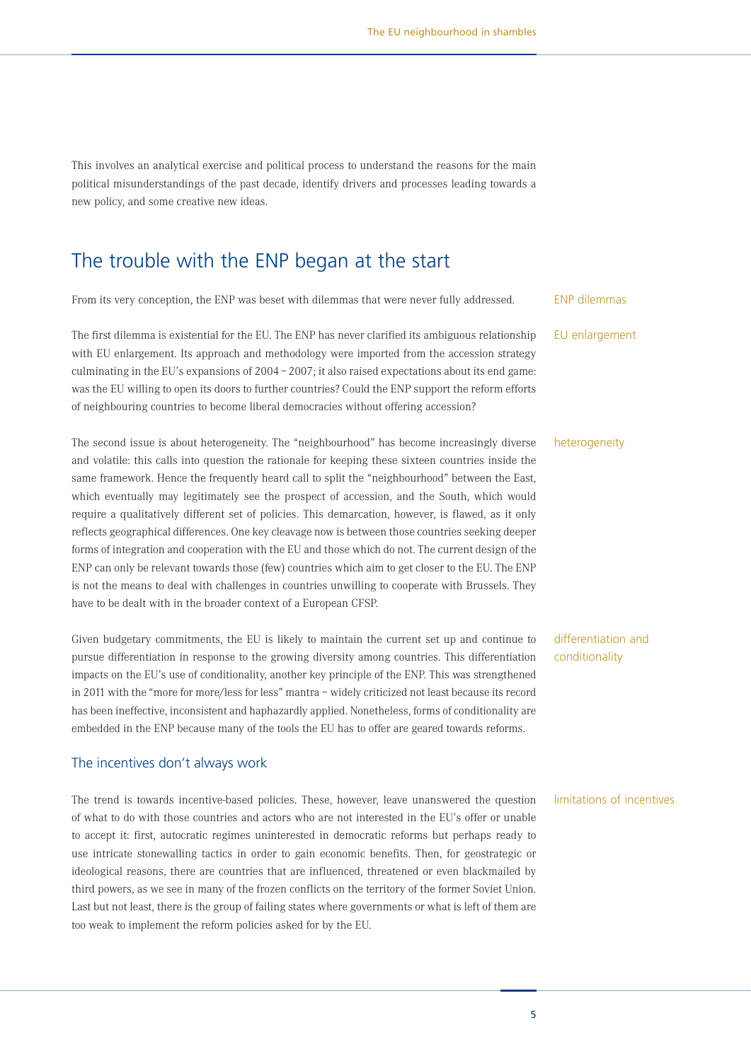This involves an analytical exercise and political process to understand the reasons for the main political misunderstandings of the past decade, identify drivers and processes leading towards a new policy, and some creative new ideas.

## The trouble with the ENP began at the start

ENP dilemmas

From its very conception, the ENP was beset with dilemmas that were never fully addressed.

EU enlargement

The first dilemma is existential for the EU. The ENP has never clarified its ambiguous relationship with EU enlargement. Its approach and methodology were imported from the accession strategy culminating in the EU's expansions of 2004 – 2007; it also raised expectations about its end game: was the EU willing to open its doors to further countries? Could the ENP support the reform efforts of neighbouring countries to become liberal democracies without offering accession?

heterogeneity

The second issue is about heterogeneity. The "neighbourhood" has become increasingly diverse and volatile: this calls into question the rationale for keeping these sixteen countries inside the same framework. Hence the frequently heard call to split the "neighbourhood" between the East, which eventually may legitimately see the prospect of accession, and the South, which would require a qualitatively different set of policies. This demarcation, however, is flawed, as it only reflects geographical differences. One key cleavage now is between those countries seeking deeper forms of integration and cooperation with the EU and those which do not. The current design of the ENP can only be relevant towards those (few) countries which aim to get closer to the EU. The ENP is not the means to deal with challenges in countries unwilling to cooperate with Brussels. They have to be dealt with in the broader context of a European CFSP.

differentiation and conditionality

Given budgetary commitments, the EU is likely to maintain the current set up and continue to pursue differentiation in response to the growing diversity among countries. This differentiation impacts on the EU's use of conditionality, another key principle of the ENP. This was strengthened in 2011 with the "more for more/less for less" mantra – widely criticized not least because its record has been ineffective, inconsistent and haphazardly applied. Nonetheless, forms of conditionality are embedded in the ENP because many of the tools the EU has to offer are geared towards reforms.

### The incentives don't always work

limitations of incentives

The trend is towards incentive-based policies. These, however, leave unanswered the question of what to do with those countries and actors who are not interested in the EU's offer or unable to accept it: first, autocratic regimes uninterested in democratic reforms but perhaps ready to use intricate stonewalling tactics in order to gain economic benefits. Then, for geostrategic or ideological reasons, there are countries that are influenced, threatened or even blackmailed by third powers, as we see in many of the frozen conflicts on the territory of the former Soviet Union. Last but not least, there is the group of failing states where governments or what is left of them are too weak to implement the reform policies asked for by the EU.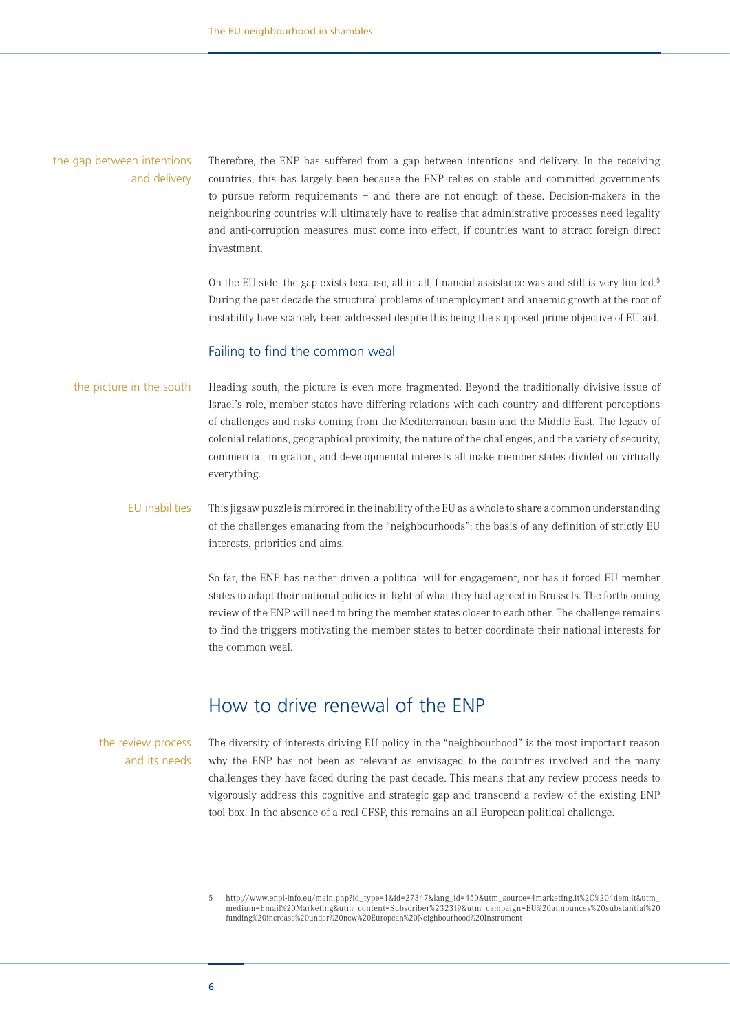the gap between intentions and delivery

Therefore, the ENP has suffered from a gap between intentions and delivery. In the receiving countries, this has largely been because the ENP relies on stable and committed governments to pursue reform requirements – and there are not enough of these. Decision-makers in the neighbouring countries will ultimately have to realise that administrative processes need legality and anti-corruption measures must come into effect, if countries want to attract foreign direct investment.

On the EU side, the gap exists because, all in all, financial assistance was and still is very limited.[5] During the past decade the structural problems of unemployment and anaemic growth at the root of instability have scarcely been addressed despite this being the supposed prime objective of EU aid.

### Failing to find the common weal

the picture in the south

Heading south, the picture is even more fragmented. Beyond the traditionally divisive issue of Israel's role, member states have differing relations with each country and different perceptions of challenges and risks coming from the Mediterranean basin and the Middle East. The legacy of colonial relations, geographical proximity, the nature of the challenges, and the variety of security, commercial, migration, and developmental interests all make member states divided on virtually everything.

EU inabilities

This jigsaw puzzle is mirrored in the inability of the EU as a whole to share a common understanding of the challenges emanating from the "neighbourhoods": the basis of any definition of strictly EU interests, priorities and aims.

So far, the ENP has neither driven a political will for engagement, nor has it forced EU member states to adapt their national policies in light of what they had agreed in Brussels. The forthcoming review of the ENP will need to bring the member states closer to each other. The challenge remains to find the triggers motivating the member states to better coordinate their national interests for the common weal.

## How to drive renewal of the ENP

the review process and its needs

The diversity of interests driving EU policy in the "neighbourhood" is the most important reason why the ENP has not been as relevant as envisaged to the countries involved and the many challenges they have faced during the past decade. This means that any review process needs to vigorously address this cognitive and strategic gap and transcend a review of the existing ENP tool-box. In the absence of a real CFSP, this remains an all-European political challenge.

5 http://www.enpi-info.eu/main.php?id_type=1&id=27347&lang_id=450&utm_source=4marketing.it%2C%204dem.it&utm_medium=Email%20Marketing&utm_content=Subscriber%232319&utm_campaign=EU%20announces%20substantial%20funding%20increase%20under%20new%20European%20Neighbourhood%20Instrument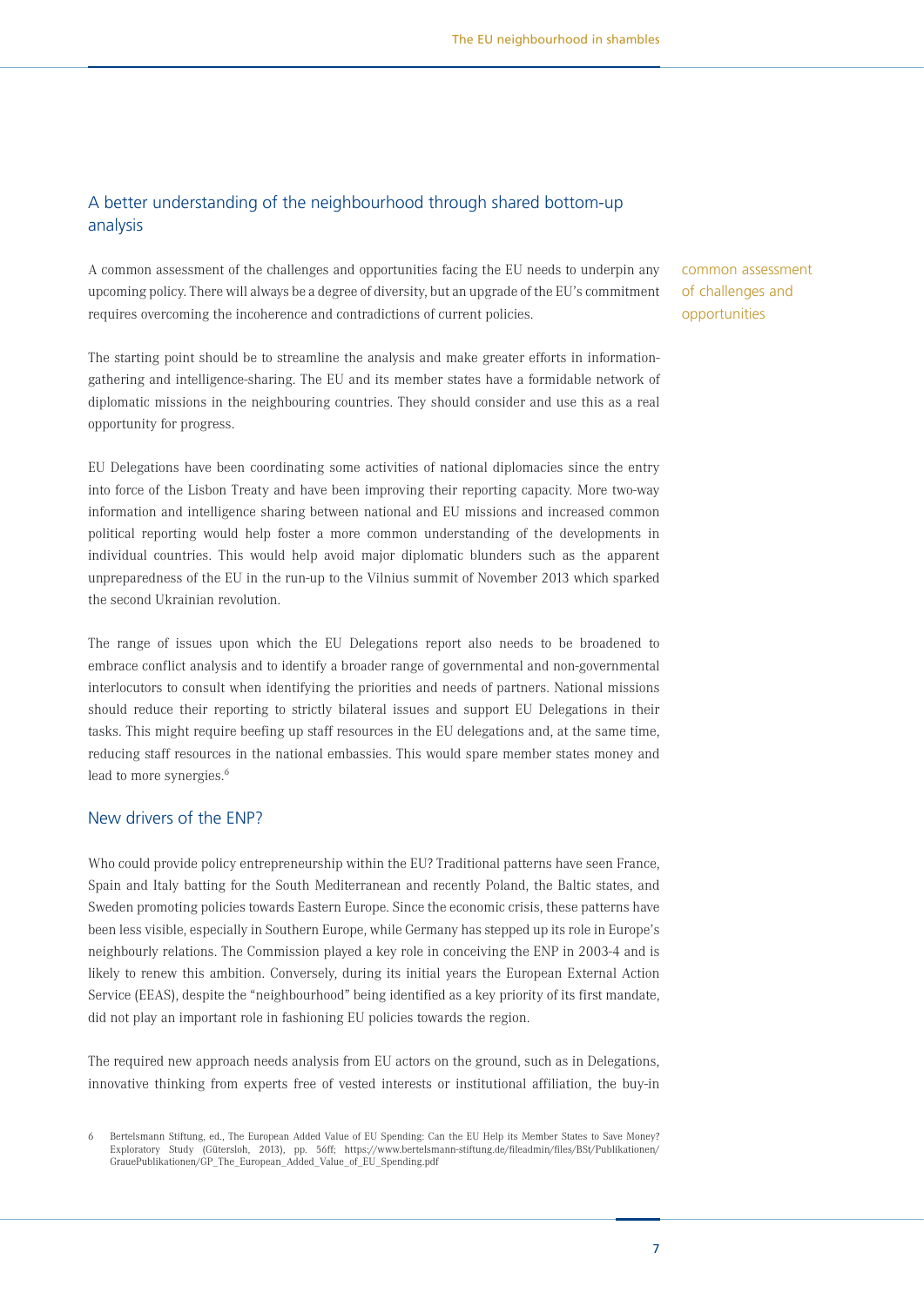## A better understanding of the neighbourhood through shared bottom-up analysis

A common assessment of the challenges and opportunities facing the EU needs to underpin any upcoming policy. There will always be a degree of diversity, but an upgrade of the EU's commitment requires overcoming the incoherence and contradictions of current policies.

common assessment of challenges and opportunities

The starting point should be to streamline the analysis and make greater efforts in information-gathering and intelligence-sharing. The EU and its member states have a formidable network of diplomatic missions in the neighbouring countries. They should consider and use this as a real opportunity for progress.

EU Delegations have been coordinating some activities of national diplomacies since the entry into force of the Lisbon Treaty and have been improving their reporting capacity. More two-way information and intelligence sharing between national and EU missions and increased common political reporting would help foster a more common understanding of the developments in individual countries. This would help avoid major diplomatic blunders such as the apparent unpreparedness of the EU in the run-up to the Vilnius summit of November 2013 which sparked the second Ukrainian revolution.

The range of issues upon which the EU Delegations report also needs to be broadened to embrace conflict analysis and to identify a broader range of governmental and non-governmental interlocutors to consult when identifying the priorities and needs of partners. National missions should reduce their reporting to strictly bilateral issues and support EU Delegations in their tasks. This might require beefing up staff resources in the EU delegations and, at the same time, reducing staff resources in the national embassies. This would spare member states money and lead to more synergies.[6]

## New drivers of the ENP?

Who could provide policy entrepreneurship within the EU? Traditional patterns have seen France, Spain and Italy batting for the South Mediterranean and recently Poland, the Baltic states, and Sweden promoting policies towards Eastern Europe. Since the economic crisis, these patterns have been less visible, especially in Southern Europe, while Germany has stepped up its role in Europe's neighbourly relations. The Commission played a key role in conceiving the ENP in 2003-4 and is likely to renew this ambition. Conversely, during its initial years the European External Action Service (EEAS), despite the "neighbourhood" being identified as a key priority of its first mandate, did not play an important role in fashioning EU policies towards the region.

The required new approach needs analysis from EU actors on the ground, such as in Delegations, innovative thinking from experts free of vested interests or institutional affiliation, the buy-in

6 Bertelsmann Stiftung, ed., The European Added Value of EU Spending: Can the EU Help its Member States to Save Money? Exploratory Study (Gütersloh, 2013), pp. 56ff; https://www.bertelsmann-stiftung.de/fileadmin/files/BSt/Publikationen/GrauePublikationen/GP_The_European_Added_Value_of_EU_Spending.pdf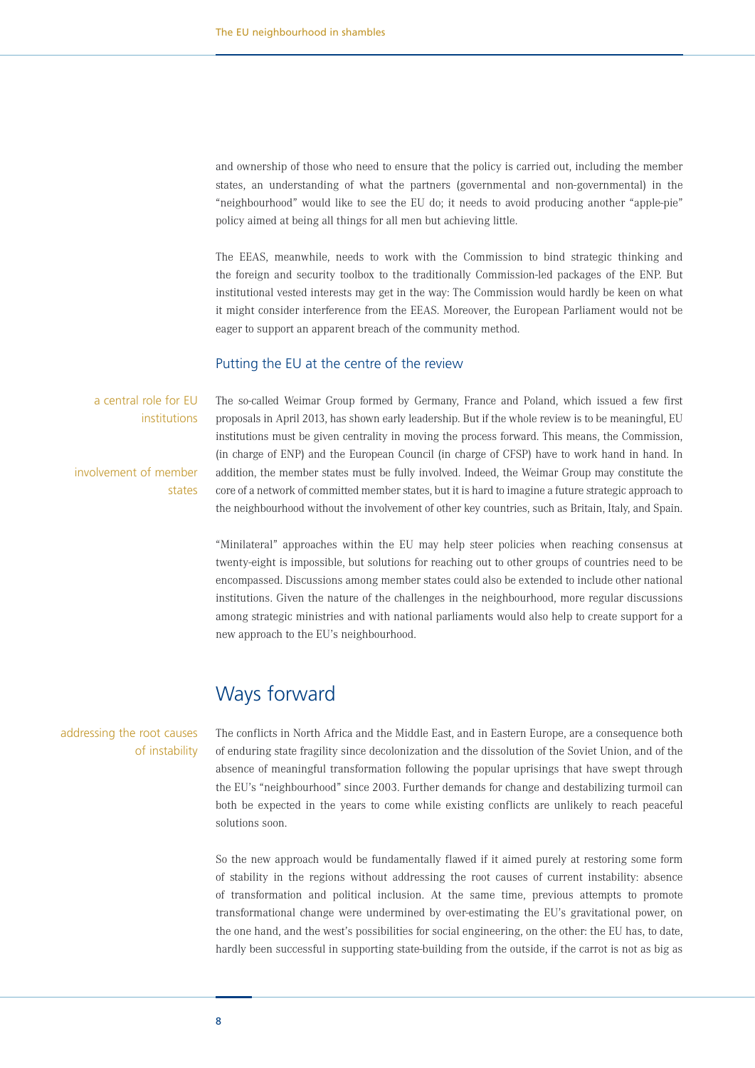and ownership of those who need to ensure that the policy is carried out, including the member states, an understanding of what the partners (governmental and non-governmental) in the "neighbourhood" would like to see the EU do; it needs to avoid producing another "apple-pie" policy aimed at being all things for all men but achieving little.

The EEAS, meanwhile, needs to work with the Commission to bind strategic thinking and the foreign and security toolbox to the traditionally Commission-led packages of the ENP. But institutional vested interests may get in the way: The Commission would hardly be keen on what it might consider interference from the EEAS. Moreover, the European Parliament would not be eager to support an apparent breach of the community method.

### Putting the EU at the centre of the review

*a central role for EU institutions*

The so-called Weimar Group formed by Germany, France and Poland, which issued a few first proposals in April 2013, has shown early leadership. But if the whole review is to be meaningful, EU institutions must be given centrality in moving the process forward. This means, the Commission, (in charge of ENP) and the European Council (in charge of CFSP) have to work hand in hand. In addition, the member states must be fully involved. Indeed, the Weimar Group may constitute the core of a network of committed member states, but it is hard to imagine a future strategic approach to the neighbourhood without the involvement of other key countries, such as Britain, Italy, and Spain.

*involvement of member states*

"Minilateral" approaches within the EU may help steer policies when reaching consensus at twenty-eight is impossible, but solutions for reaching out to other groups of countries need to be encompassed. Discussions among member states could also be extended to include other national institutions. Given the nature of the challenges in the neighbourhood, more regular discussions among strategic ministries and with national parliaments would also help to create support for a new approach to the EU's neighbourhood.

## Ways forward

*addressing the root causes of instability*

The conflicts in North Africa and the Middle East, and in Eastern Europe, are a consequence both of enduring state fragility since decolonization and the dissolution of the Soviet Union, and of the absence of meaningful transformation following the popular uprisings that have swept through the EU's "neighbourhood" since 2003. Further demands for change and destabilizing turmoil can both be expected in the years to come while existing conflicts are unlikely to reach peaceful solutions soon.

So the new approach would be fundamentally flawed if it aimed purely at restoring some form of stability in the regions without addressing the root causes of current instability: absence of transformation and political inclusion. At the same time, previous attempts to promote transformational change were undermined by over-estimating the EU's gravitational power, on the one hand, and the west's possibilities for social engineering, on the other: the EU has, to date, hardly been successful in supporting state-building from the outside, if the carrot is not as big as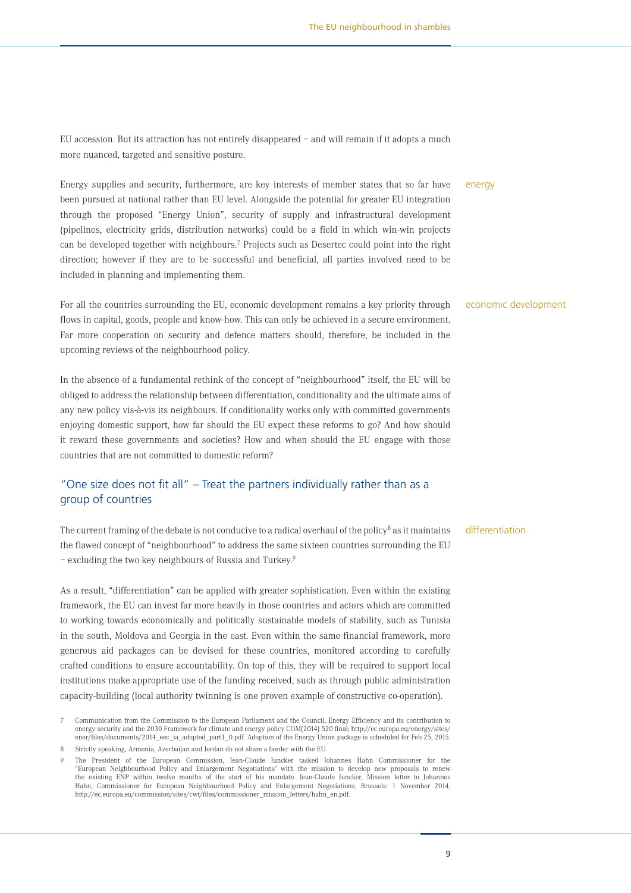EU accession. But its attraction has not entirely disappeared – and will remain if it adopts a much more nuanced, targeted and sensitive posture.

energy

Energy supplies and security, furthermore, are key interests of member states that so far have been pursued at national rather than EU level. Alongside the potential for greater EU integration through the proposed "Energy Union", security of supply and infrastructural development (pipelines, electricity grids, distribution networks) could be a field in which win-win projects can be developed together with neighbours.[7] Projects such as Desertec could point into the right direction; however if they are to be successful and beneficial, all parties involved need to be included in planning and implementing them.

economic development

For all the countries surrounding the EU, economic development remains a key priority through flows in capital, goods, people and know-how. This can only be achieved in a secure environment. Far more cooperation on security and defence matters should, therefore, be included in the upcoming reviews of the neighbourhood policy.

In the absence of a fundamental rethink of the concept of "neighbourhood" itself, the EU will be obliged to address the relationship between differentiation, conditionality and the ultimate aims of any new policy vis-à-vis its neighbours. If conditionality works only with committed governments enjoying domestic support, how far should the EU expect these reforms to go? And how should it reward these governments and societies? How and when should the EU engage with those countries that are not committed to domestic reform?

## "One size does not fit all" – Treat the partners individually rather than as a group of countries

differentiation

The current framing of the debate is not conducive to a radical overhaul of the policy[8] as it maintains the flawed concept of "neighbourhood" to address the same sixteen countries surrounding the EU – excluding the two key neighbours of Russia and Turkey.[9]

As a result, "differentiation" can be applied with greater sophistication. Even within the existing framework, the EU can invest far more heavily in those countries and actors which are committed to working towards economically and politically sustainable models of stability, such as Tunisia in the south, Moldova and Georgia in the east. Even within the same financial framework, more generous aid packages can be devised for these countries, monitored according to carefully crafted conditions to ensure accountability. On top of this, they will be required to support local institutions make appropriate use of the funding received, such as through public administration capacity-building (local authority twinning is one proven example of constructive co-operation).

7 Communication from the Commission to the European Parliament and the Council, Energy Efficiency and its contribution to energy security and the 2030 Framework for climate and energy policy COM(2014) 520 final; http://ec.europa.eu/energy/sites/ener/files/documents/2014_eec_ia_adopted_part1_0.pdf. Adoption of the Energy Union package is scheduled for Feb 25, 2015.

8 Strictly speaking, Armenia, Azerbaijan and Jordan do not share a border with the EU.

9 The President of the European Commission, Jean-Claude Juncker tasked Johannes Hahn Commissioner for the "European Neighbourhood Policy and Enlargement Negotiations' with the mission to develop new proposals to renew the existing ENP within twelve months of the start of his mandate. Jean-Claude Juncker, Mission letter to Johannes Hahn, Commissioner for European Neighbourhood Policy and Enlargement Negotiations, Brussels: 1 November 2014, http://ec.europa.eu/commission/sites/cwt/files/commissioner_mission_letters/hahn_en.pdf.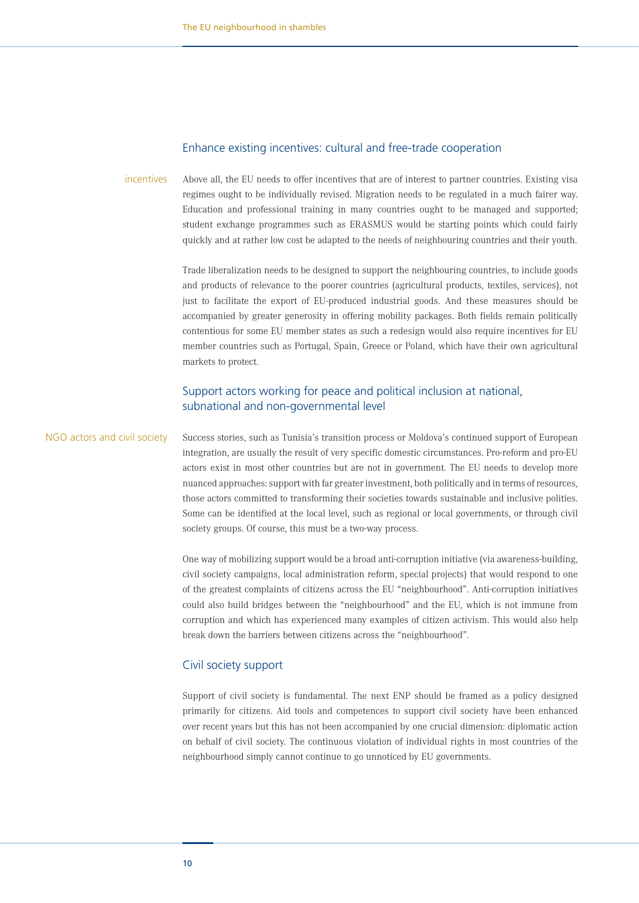## Enhance existing incentives: cultural and free-trade cooperation

incentives

Above all, the EU needs to offer incentives that are of interest to partner countries. Existing visa regimes ought to be individually revised. Migration needs to be regulated in a much fairer way. Education and professional training in many countries ought to be managed and supported; student exchange programmes such as ERASMUS would be starting points which could fairly quickly and at rather low cost be adapted to the needs of neighbouring countries and their youth.

Trade liberalization needs to be designed to support the neighbouring countries, to include goods and products of relevance to the poorer countries (agricultural products, textiles, services), not just to facilitate the export of EU-produced industrial goods. And these measures should be accompanied by greater generosity in offering mobility packages. Both fields remain politically contentious for some EU member states as such a redesign would also require incentives for EU member countries such as Portugal, Spain, Greece or Poland, which have their own agricultural markets to protect.

## Support actors working for peace and political inclusion at national, subnational and non-governmental level

NGO actors and civil society

Success stories, such as Tunisia's transition process or Moldova's continued support of European integration, are usually the result of very specific domestic circumstances. Pro-reform and pro-EU actors exist in most other countries but are not in government. The EU needs to develop more nuanced approaches: support with far greater investment, both politically and in terms of resources, those actors committed to transforming their societies towards sustainable and inclusive polities. Some can be identified at the local level, such as regional or local governments, or through civil society groups. Of course, this must be a two-way process.

One way of mobilizing support would be a broad anti-corruption initiative (via awareness-building, civil society campaigns, local administration reform, special projects) that would respond to one of the greatest complaints of citizens across the EU "neighbourhood". Anti-corruption initiatives could also build bridges between the "neighbourhood" and the EU, which is not immune from corruption and which has experienced many examples of citizen activism. This would also help break down the barriers between citizens across the "neighbourhood".

## Civil society support

Support of civil society is fundamental. The next ENP should be framed as a policy designed primarily for citizens. Aid tools and competences to support civil society have been enhanced over recent years but this has not been accompanied by one crucial dimension: diplomatic action on behalf of civil society. The continuous violation of individual rights in most countries of the neighbourhood simply cannot continue to go unnoticed by EU governments.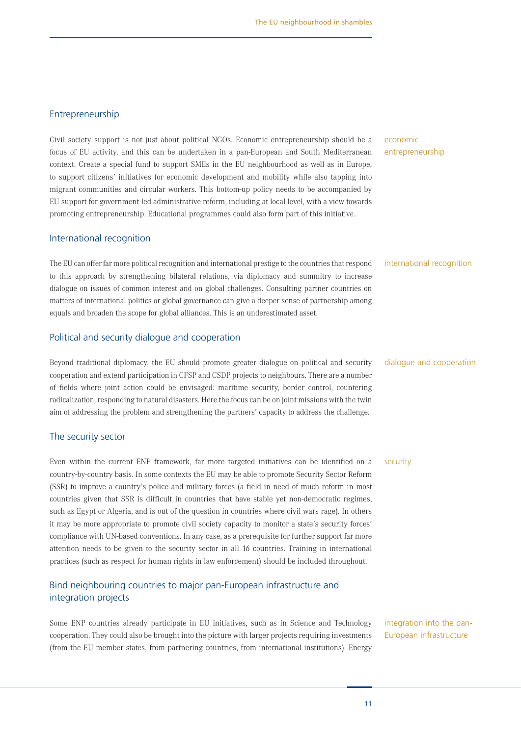## Entrepreneurship

Civil society support is not just about political NGOs. Economic entrepreneurship should be a focus of EU activity, and this can be undertaken in a pan-European and South Mediterranean context. Create a special fund to support SMEs in the EU neighbourhood as well as in Europe, to support citizens' initiatives for economic development and mobility while also tapping into migrant communities and circular workers. This bottom-up policy needs to be accompanied by EU support for government-led administrative reform, including at local level, with a view towards promoting entrepreneurship. Educational programmes could also form part of this initiative.

economic entrepreneurship

## International recognition

The EU can offer far more political recognition and international prestige to the countries that respond to this approach by strengthening bilateral relations, via diplomacy and summitry to increase dialogue on issues of common interest and on global challenges. Consulting partner countries on matters of international politics or global governance can give a deeper sense of partnership among equals and broaden the scope for global alliances. This is an underestimated asset.

international recognition

## Political and security dialogue and cooperation

Beyond traditional diplomacy, the EU should promote greater dialogue on political and security cooperation and extend participation in CFSP and CSDP projects to neighbours. There are a number of fields where joint action could be envisaged: maritime security, border control, countering radicalization, responding to natural disasters. Here the focus can be on joint missions with the twin aim of addressing the problem and strengthening the partners' capacity to address the challenge.

dialogue and cooperation

## The security sector

Even within the current ENP framework, far more targeted initiatives can be identified on a country-by-country basis. In some contexts the EU may be able to promote Security Sector Reform (SSR) to improve a country's police and military forces (a field in need of much reform in most countries given that SSR is difficult in countries that have stable yet non-democratic regimes, such as Egypt or Algeria, and is out of the question in countries where civil wars rage). In others it may be more appropriate to promote civil society capacity to monitor a state's security forces' compliance with UN-based conventions. In any case, as a prerequisite for further support far more attention needs to be given to the security sector in all 16 countries. Training in international practices (such as respect for human rights in law enforcement) should be included throughout.

security

## Bind neighbouring countries to major pan-European infrastructure and integration projects

Some ENP countries already participate in EU initiatives, such as in Science and Technology cooperation. They could also be brought into the picture with larger projects requiring investments (from the EU member states, from partnering countries, from international institutions). Energy

integration into the pan-European infrastructure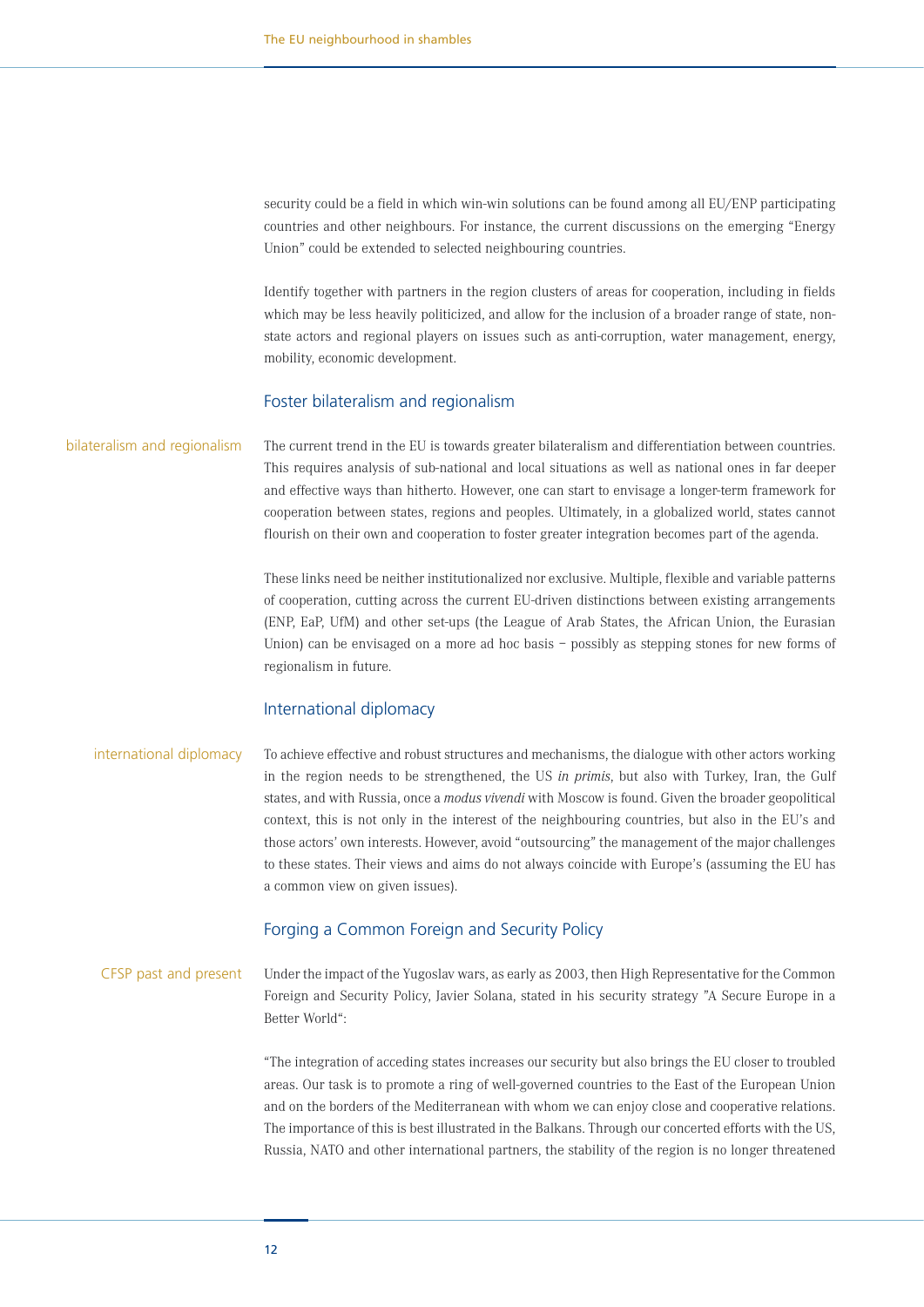security could be a field in which win-win solutions can be found among all EU/ENP participating countries and other neighbours. For instance, the current discussions on the emerging "Energy Union" could be extended to selected neighbouring countries.

Identify together with partners in the region clusters of areas for cooperation, including in fields which may be less heavily politicized, and allow for the inclusion of a broader range of state, non-state actors and regional players on issues such as anti-corruption, water management, energy, mobility, economic development.

## Foster bilateralism and regionalism

bilateralism and regionalism

The current trend in the EU is towards greater bilateralism and differentiation between countries. This requires analysis of sub-national and local situations as well as national ones in far deeper and effective ways than hitherto. However, one can start to envisage a longer-term framework for cooperation between states, regions and peoples. Ultimately, in a globalized world, states cannot flourish on their own and cooperation to foster greater integration becomes part of the agenda.

These links need be neither institutionalized nor exclusive. Multiple, flexible and variable patterns of cooperation, cutting across the current EU-driven distinctions between existing arrangements (ENP, EaP, UfM) and other set-ups (the League of Arab States, the African Union, the Eurasian Union) can be envisaged on a more ad hoc basis – possibly as stepping stones for new forms of regionalism in future.

## International diplomacy

international diplomacy

To achieve effective and robust structures and mechanisms, the dialogue with other actors working in the region needs to be strengthened, the US *in primis*, but also with Turkey, Iran, the Gulf states, and with Russia, once a *modus vivendi* with Moscow is found. Given the broader geopolitical context, this is not only in the interest of the neighbouring countries, but also in the EU's and those actors' own interests. However, avoid "outsourcing" the management of the major challenges to these states. Their views and aims do not always coincide with Europe's (assuming the EU has a common view on given issues).

## Forging a Common Foreign and Security Policy

CFSP past and present

Under the impact of the Yugoslav wars, as early as 2003, then High Representative for the Common Foreign and Security Policy, Javier Solana, stated in his security strategy "A Secure Europe in a Better World":

"The integration of acceding states increases our security but also brings the EU closer to troubled areas. Our task is to promote a ring of well-governed countries to the East of the European Union and on the borders of the Mediterranean with whom we can enjoy close and cooperative relations. The importance of this is best illustrated in the Balkans. Through our concerted efforts with the US, Russia, NATO and other international partners, the stability of the region is no longer threatened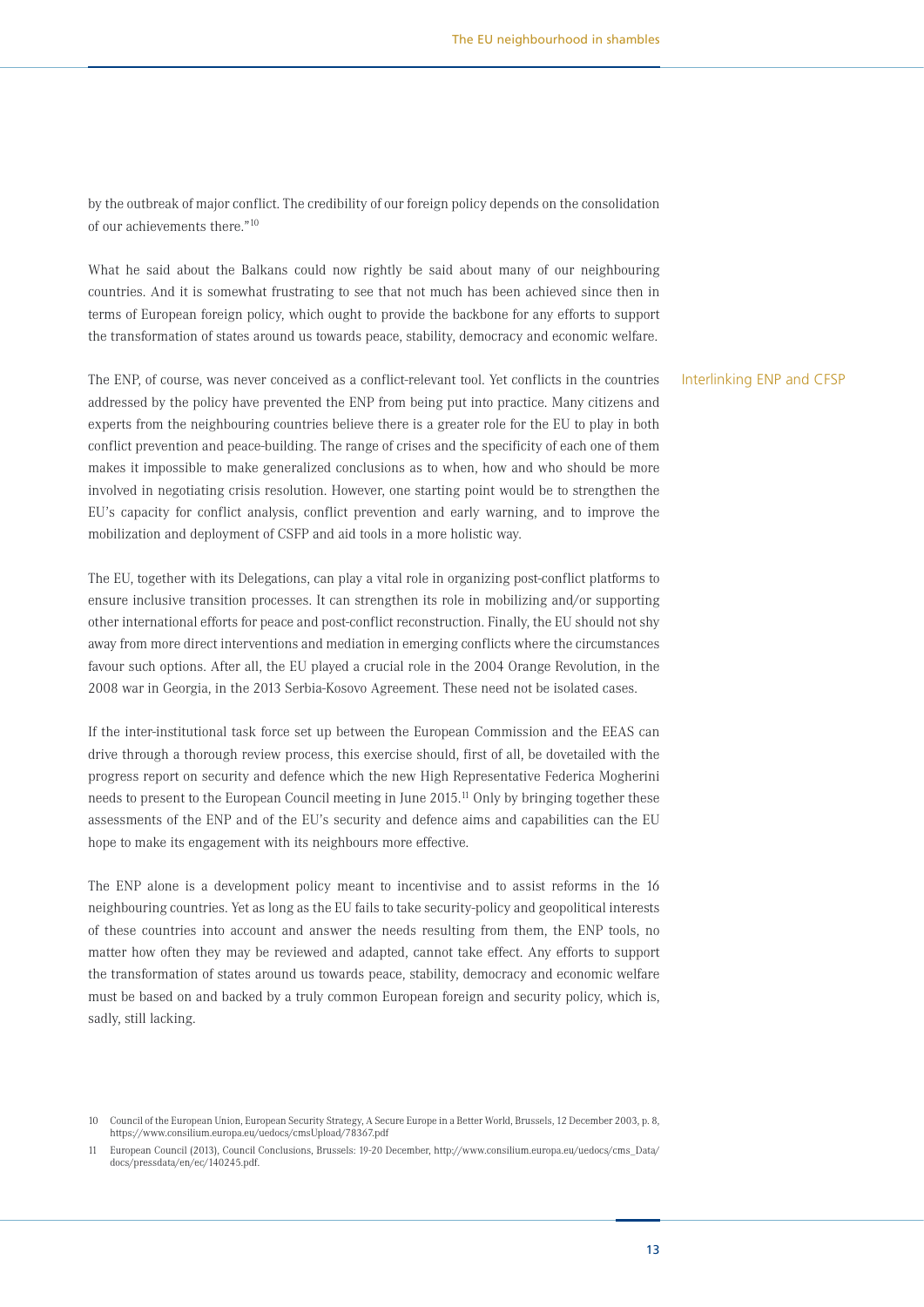by the outbreak of major conflict. The credibility of our foreign policy depends on the consolidation of our achievements there."[10]

What he said about the Balkans could now rightly be said about many of our neighbouring countries. And it is somewhat frustrating to see that not much has been achieved since then in terms of European foreign policy, which ought to provide the backbone for any efforts to support the transformation of states around us towards peace, stability, democracy and economic welfare.

## Interlinking ENP and CFSP

The ENP, of course, was never conceived as a conflict-relevant tool. Yet conflicts in the countries addressed by the policy have prevented the ENP from being put into practice. Many citizens and experts from the neighbouring countries believe there is a greater role for the EU to play in both conflict prevention and peace-building. The range of crises and the specificity of each one of them makes it impossible to make generalized conclusions as to when, how and who should be more involved in negotiating crisis resolution. However, one starting point would be to strengthen the EU's capacity for conflict analysis, conflict prevention and early warning, and to improve the mobilization and deployment of CSFP and aid tools in a more holistic way.

The EU, together with its Delegations, can play a vital role in organizing post-conflict platforms to ensure inclusive transition processes. It can strengthen its role in mobilizing and/or supporting other international efforts for peace and post-conflict reconstruction. Finally, the EU should not shy away from more direct interventions and mediation in emerging conflicts where the circumstances favour such options. After all, the EU played a crucial role in the 2004 Orange Revolution, in the 2008 war in Georgia, in the 2013 Serbia-Kosovo Agreement. These need not be isolated cases.

If the inter-institutional task force set up between the European Commission and the EEAS can drive through a thorough review process, this exercise should, first of all, be dovetailed with the progress report on security and defence which the new High Representative Federica Mogherini needs to present to the European Council meeting in June 2015.[11] Only by bringing together these assessments of the ENP and of the EU's security and defence aims and capabilities can the EU hope to make its engagement with its neighbours more effective.

The ENP alone is a development policy meant to incentivise and to assist reforms in the 16 neighbouring countries. Yet as long as the EU fails to take security-policy and geopolitical interests of these countries into account and answer the needs resulting from them, the ENP tools, no matter how often they may be reviewed and adapted, cannot take effect. Any efforts to support the transformation of states around us towards peace, stability, democracy and economic welfare must be based on and backed by a truly common European foreign and security policy, which is, sadly, still lacking.

---

10 Council of the European Union, European Security Strategy, A Secure Europe in a Better World, Brussels, 12 December 2003, p. 8, https://www.consilium.europa.eu/uedocs/cmsUpload/78367.pdf

11 European Council (2013), Council Conclusions, Brussels: 19-20 December, http://www.consilium.europa.eu/uedocs/cms_Data/docs/pressdata/en/ec/140245.pdf.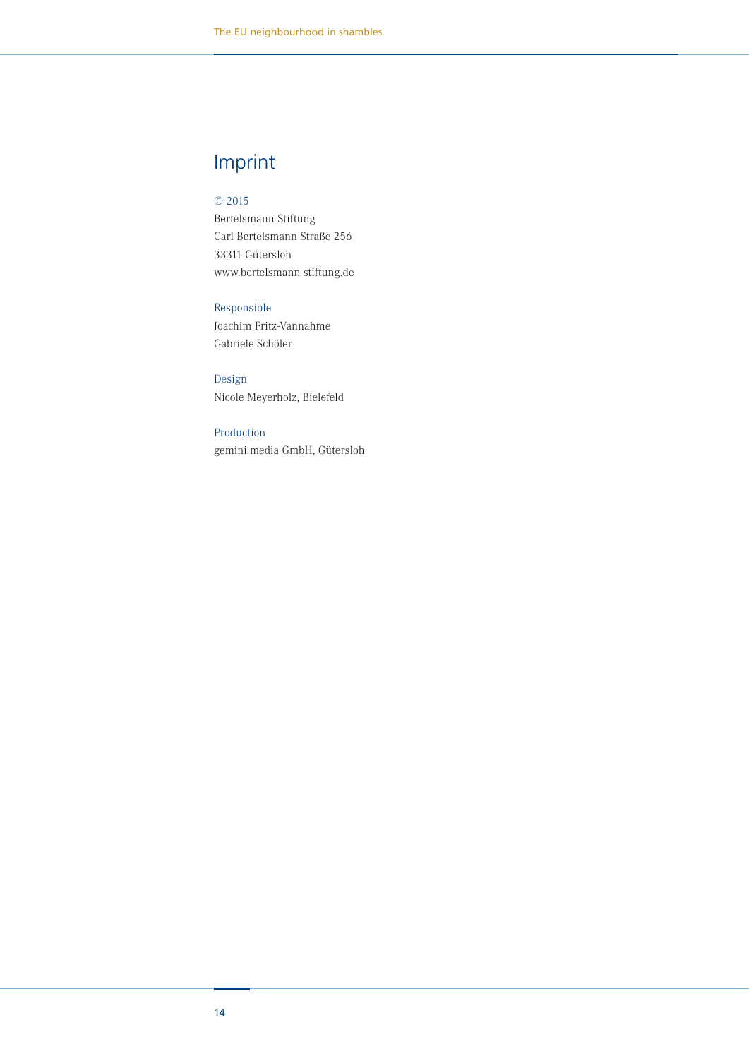# Imprint

© 2015
Bertelsmann Stiftung
Carl-Bertelsmann-Straße 256
33311 Gütersloh
www.bertelsmann-stiftung.de

Responsible
Joachim Fritz-Vannahme
Gabriele Schöler

Design
Nicole Meyerholz, Bielefeld

Production
gemini media GmbH, Gütersloh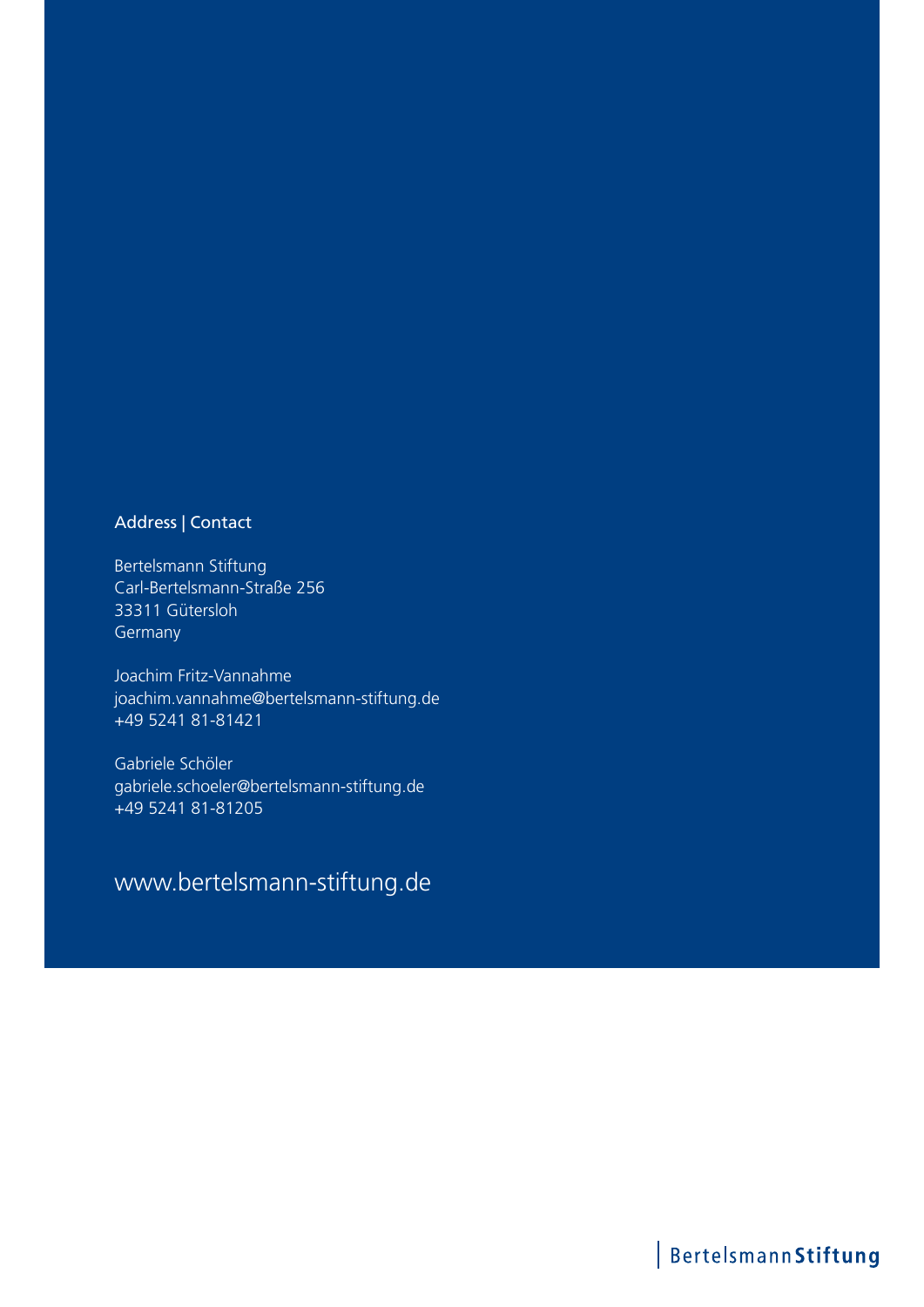## Address | Contact

Bertelsmann Stiftung
Carl-Bertelsmann-Straße 256
33311 Gütersloh
Germany

Joachim Fritz-Vannahme
joachim.vannahme@bertelsmann-stiftung.de
+49 5241 81-81421

Gabriele Schöler
gabriele.schoeler@bertelsmann-stiftung.de
+49 5241 81-81205

www.bertelsmann-stiftung.de

BertelsmannStiftung